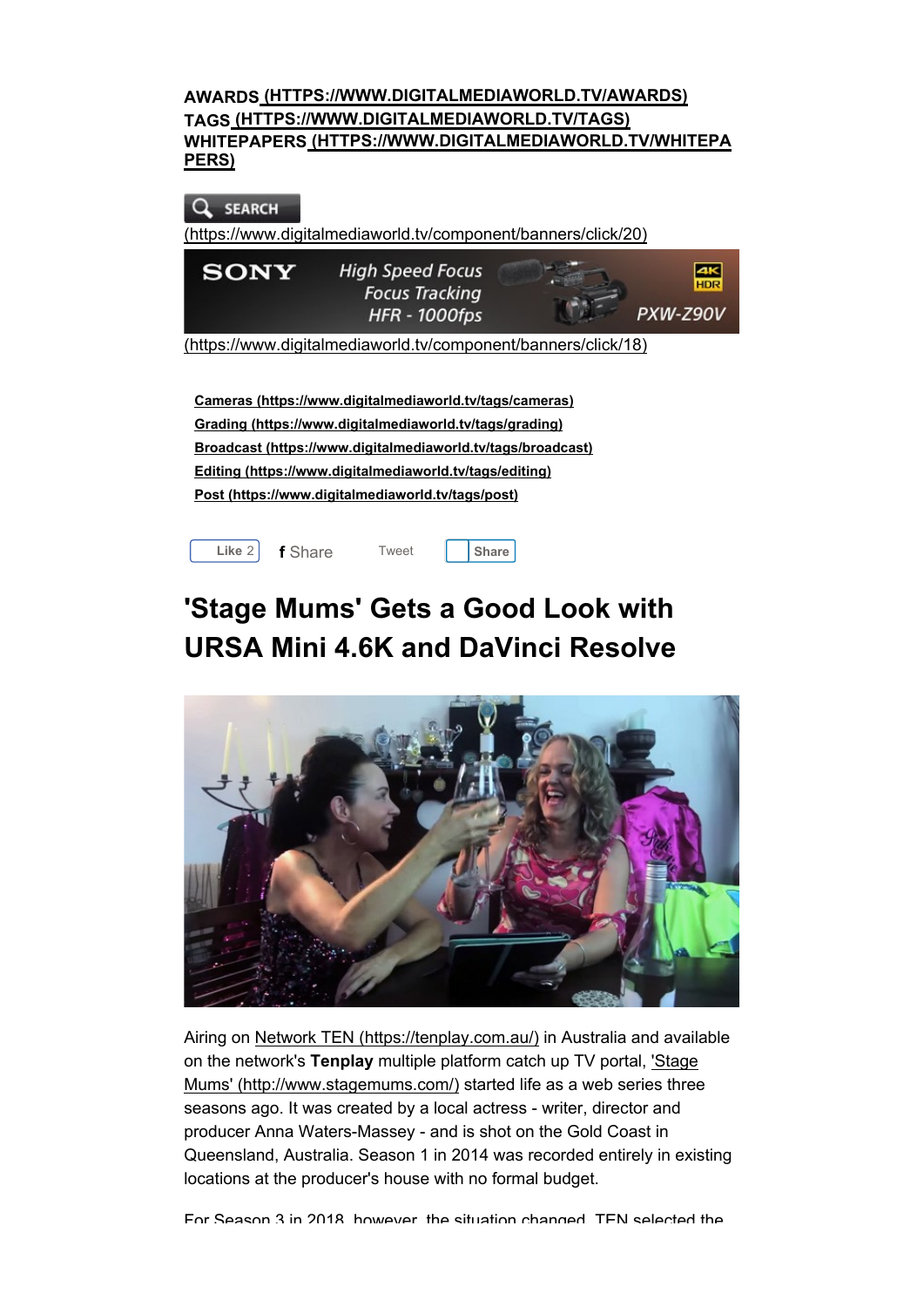AWARDS (HTTPS://WWW.DIGITALMEDIAWORLD.TV/AWARDS)
TAGS (HTTPS://WWW.DIGITALMEDIAWORLD.TV/TAGS)
WHITEPAPERS (HTTPS://WWW.DIGITALMEDIAWORLD.TV/WHITEPAPERS)

SEARCH

(https://www.digitalmediaworld.tv/component/banners/click/20)

(https://www.digitalmediaworld.tv/component/banners/click/18)

**Cameras (https://www.digitalmediaworld.tv/tags/cameras)**
**Grading (https://www.digitalmediaworld.tv/tags/grading)**
**Broadcast (https://www.digitalmediaworld.tv/tags/broadcast)**
**Editing (https://www.digitalmediaworld.tv/tags/editing)**
**Post (https://www.digitalmediaworld.tv/tags/post)**

Like 2 f Share Tweet Share

# 'Stage Mums' Gets a Good Look with URSA Mini 4.6K and DaVinci Resolve

Airing on Network TEN (https://tenplay.com.au/) in Australia and available on the network's **Tenplay** multiple platform catch up TV portal, 'Stage Mums' (http://www.stagemums.com/) started life as a web series three seasons ago. It was created by a local actress - writer, director and producer Anna Waters-Massey - and is shot on the Gold Coast in Queensland, Australia. Season 1 in 2014 was recorded entirely in existing locations at the producer's house with no formal budget.

For Season 3 in 2018, however, the situation changed. TEN selected the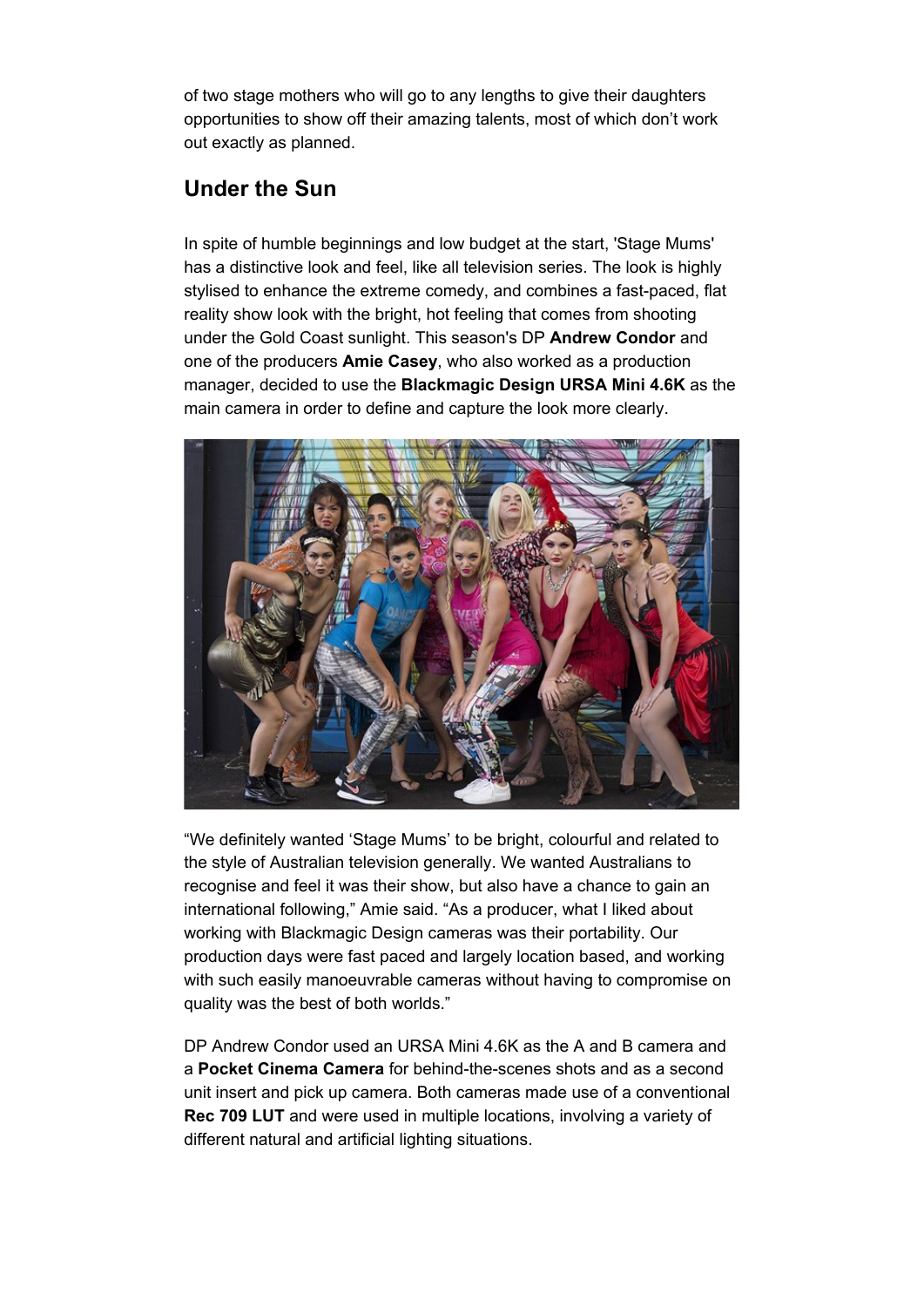of two stage mothers who will go to any lengths to give their daughters opportunities to show off their amazing talents, most of which don't work out exactly as planned.

## Under the Sun

In spite of humble beginnings and low budget at the start, 'Stage Mums' has a distinctive look and feel, like all television series. The look is highly stylised to enhance the extreme comedy, and combines a fast-paced, flat reality show look with the bright, hot feeling that comes from shooting under the Gold Coast sunlight. This season's DP **Andrew Condor** and one of the producers **Amie Casey**, who also worked as a production manager, decided to use the **Blackmagic Design URSA Mini 4.6K** as the main camera in order to define and capture the look more clearly.

"We definitely wanted 'Stage Mums' to be bright, colourful and related to the style of Australian television generally. We wanted Australians to recognise and feel it was their show, but also have a chance to gain an international following," Amie said. "As a producer, what I liked about working with Blackmagic Design cameras was their portability. Our production days were fast paced and largely location based, and working with such easily manoeuvrable cameras without having to compromise on quality was the best of both worlds."

DP Andrew Condor used an URSA Mini 4.6K as the A and B camera and a **Pocket Cinema Camera** for behind-the-scenes shots and as a second unit insert and pick up camera. Both cameras made use of a conventional **Rec 709 LUT** and were used in multiple locations, involving a variety of different natural and artificial lighting situations.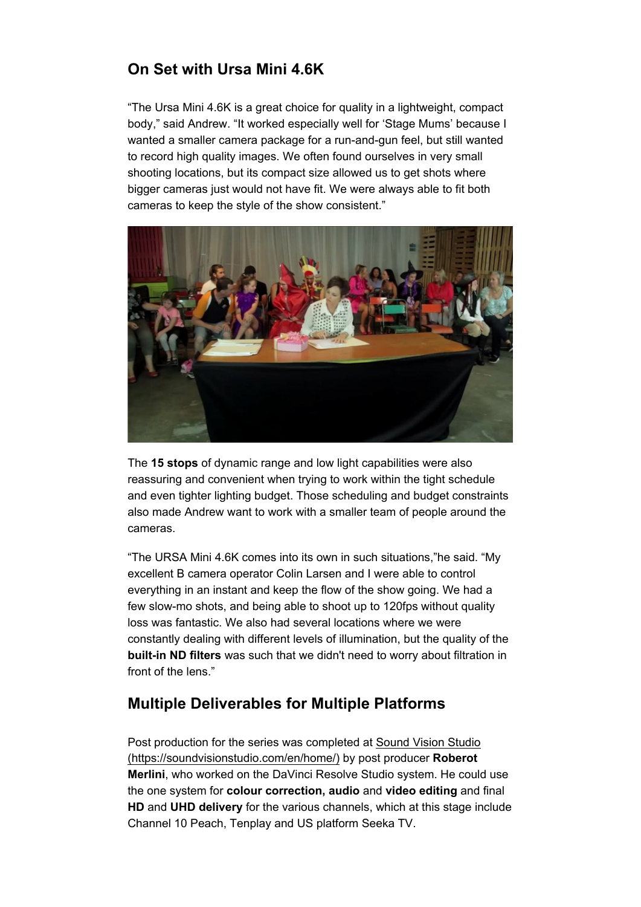## On Set with Ursa Mini 4.6K

"The Ursa Mini 4.6K is a great choice for quality in a lightweight, compact body," said Andrew. "It worked especially well for 'Stage Mums' because I wanted a smaller camera package for a run-and-gun feel, but still wanted to record high quality images. We often found ourselves in very small shooting locations, but its compact size allowed us to get shots where bigger cameras just would not have fit. We were always able to fit both cameras to keep the style of the show consistent."

The **15 stops** of dynamic range and low light capabilities were also reassuring and convenient when trying to work within the tight schedule and even tighter lighting budget. Those scheduling and budget constraints also made Andrew want to work with a smaller team of people around the cameras.

"The URSA Mini 4.6K comes into its own in such situations,"he said. "My excellent B camera operator Colin Larsen and I were able to control everything in an instant and keep the flow of the show going. We had a few slow-mo shots, and being able to shoot up to 120fps without quality loss was fantastic. We also had several locations where we were constantly dealing with different levels of illumination, but the quality of the **built-in ND filters** was such that we didn't need to worry about filtration in front of the lens."

## Multiple Deliverables for Multiple Platforms

Post production for the series was completed at Sound Vision Studio (https://soundvisionstudio.com/en/home/) by post producer **Roberot Merlini**, who worked on the DaVinci Resolve Studio system. He could use the one system for **colour correction, audio** and **video editing** and final **HD** and **UHD delivery** for the various channels, which at this stage include Channel 10 Peach, Tenplay and US platform Seeka TV.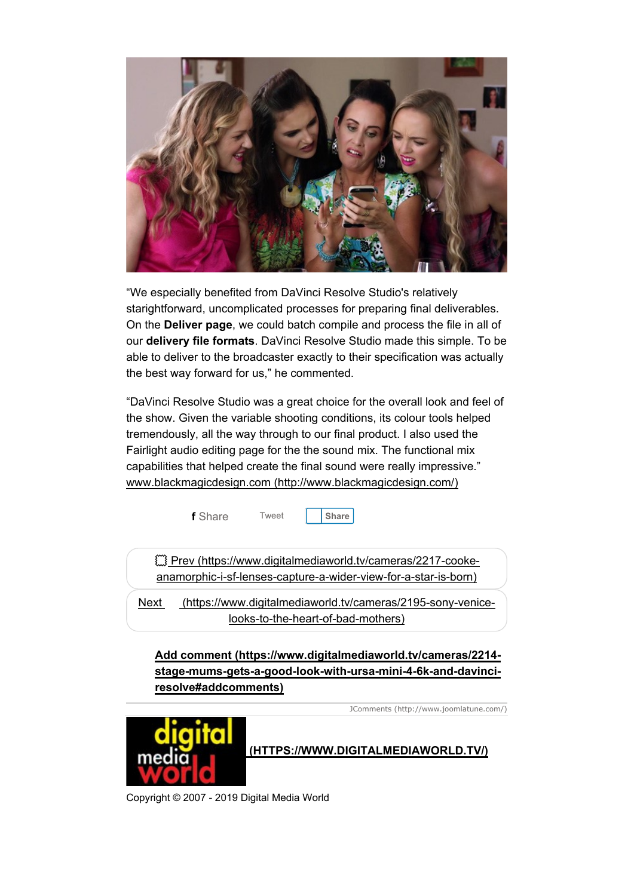"We especially benefited from DaVinci Resolve Studio's relatively starightforward, uncomplicated processes for preparing final deliverables. On the **Deliver page**, we could batch compile and process the file in all of our **delivery file formats**. DaVinci Resolve Studio made this simple. To be able to deliver to the broadcaster exactly to their specification was actually the best way forward for us," he commented.

"DaVinci Resolve Studio was a great choice for the overall look and feel of the show. Given the variable shooting conditions, its colour tools helped tremendously, all the way through to our final product. I also used the Fairlight audio editing page for the the sound mix. The functional mix capabilities that helped create the final sound were really impressive."
www.blackmagicdesign.com (http://www.blackmagicdesign.com/)

f Share Tweet Share

Prev (https://www.digitalmediaworld.tv/cameras/2217-cooke-anamorphic-i-sf-lenses-capture-a-wider-view-for-a-star-is-born)

Next (https://www.digitalmediaworld.tv/cameras/2195-sony-venice-looks-to-the-heart-of-bad-mothers)

**Add comment (https://www.digitalmediaworld.tv/cameras/2214-stage-mums-gets-a-good-look-with-ursa-mini-4-6k-and-davinci-resolve#addcomments)**

JComments (http://www.joomlatune.com/)

digital media world **(HTTPS://WWW.DIGITALMEDIAWORLD.TV/)**

Copyright © 2007 - 2019 Digital Media World